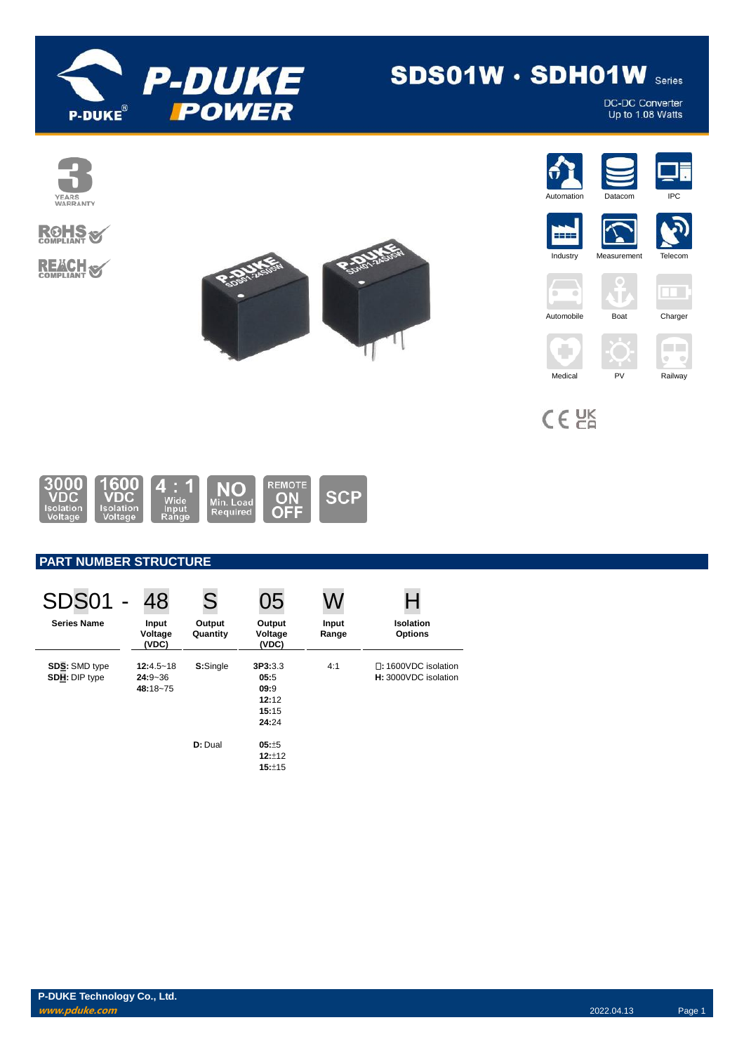# SDS01W · SDH01W Series

DC-DC Converter
Up to 1.08 Watts

3 YEARS WARRANTY

RoHS COMPLIANT

REACH COMPLIANT

Automation | Datacom | IPC | Industry | Measurement | Telecom | Automobile | Boat | Charger | Medical | PV | Railway

3000 VDC Isolation Voltage | 1600 VDC Isolation Voltage | 4 : 1 Wide Input Range | NO Min. Load Required | REMOTE ON OFF | SCP

## PART NUMBER STRUCTURE

| SDS01 - | 48 | S | 05 | W | H |
|---|---|---|---|---|---|
| **Series Name** | **Input Voltage (VDC)** | **Output Quantity** | **Output Voltage (VDC)** | **Input Range** | **Isolation Options** |
| **SDS**: SMD type<br>**SDH**: DIP type | **12**:4.5~18<br>**24**:9~36<br>**48**:18~75 | **S**:Single | **3P3**:3.3<br>**05**:5<br>**09**:9<br>**12**:12<br>**15**:15<br>**24**:24 | 4:1 | □: 1600VDC isolation<br>**H:** 3000VDC isolation |
| | | **D:** Dual | **05**:±5<br>**12**:±12<br>**15**:±15 | | |

**P-DUKE Technology Co., Ltd.**
*www.pduke.com*

2022.04.13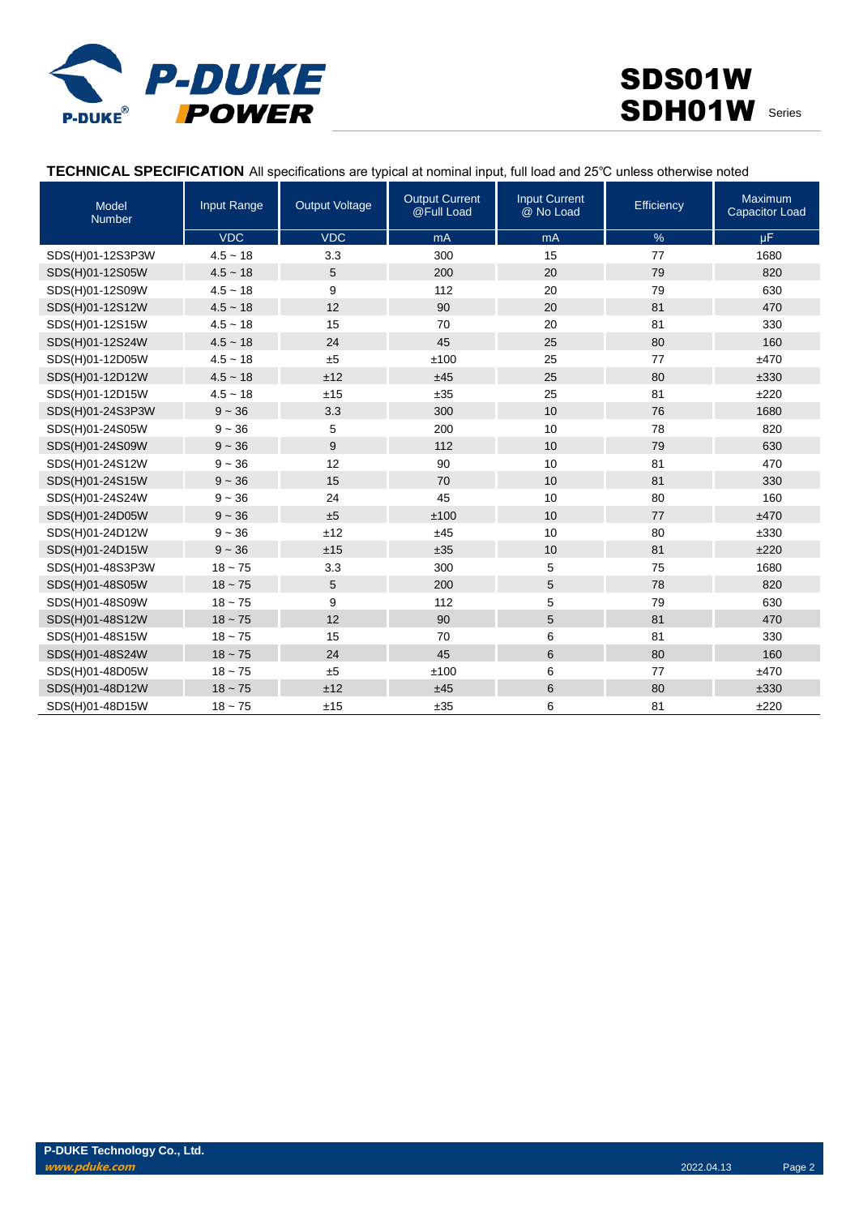**TECHNICAL SPECIFICATION** All specifications are typical at nominal input, full load and 25℃ unless otherwise noted

| Model Number | Input Range | Output Voltage | Output Current @Full Load | Input Current @ No Load | Efficiency | Maximum Capacitor Load |
|---|---|---|---|---|---|---|
| | VDC | VDC | mA | mA | % | μF |
| SDS(H)01-12S3P3W | 4.5 ~ 18 | 3.3 | 300 | 15 | 77 | 1680 |
| SDS(H)01-12S05W | 4.5 ~ 18 | 5 | 200 | 20 | 79 | 820 |
| SDS(H)01-12S09W | 4.5 ~ 18 | 9 | 112 | 20 | 79 | 630 |
| SDS(H)01-12S12W | 4.5 ~ 18 | 12 | 90 | 20 | 81 | 470 |
| SDS(H)01-12S15W | 4.5 ~ 18 | 15 | 70 | 20 | 81 | 330 |
| SDS(H)01-12S24W | 4.5 ~ 18 | 24 | 45 | 25 | 80 | 160 |
| SDS(H)01-12D05W | 4.5 ~ 18 | ±5 | ±100 | 25 | 77 | ±470 |
| SDS(H)01-12D12W | 4.5 ~ 18 | ±12 | ±45 | 25 | 80 | ±330 |
| SDS(H)01-12D15W | 4.5 ~ 18 | ±15 | ±35 | 25 | 81 | ±220 |
| SDS(H)01-24S3P3W | 9 ~ 36 | 3.3 | 300 | 10 | 76 | 1680 |
| SDS(H)01-24S05W | 9 ~ 36 | 5 | 200 | 10 | 78 | 820 |
| SDS(H)01-24S09W | 9 ~ 36 | 9 | 112 | 10 | 79 | 630 |
| SDS(H)01-24S12W | 9 ~ 36 | 12 | 90 | 10 | 81 | 470 |
| SDS(H)01-24S15W | 9 ~ 36 | 15 | 70 | 10 | 81 | 330 |
| SDS(H)01-24S24W | 9 ~ 36 | 24 | 45 | 10 | 80 | 160 |
| SDS(H)01-24D05W | 9 ~ 36 | ±5 | ±100 | 10 | 77 | ±470 |
| SDS(H)01-24D12W | 9 ~ 36 | ±12 | ±45 | 10 | 80 | ±330 |
| SDS(H)01-24D15W | 9 ~ 36 | ±15 | ±35 | 10 | 81 | ±220 |
| SDS(H)01-48S3P3W | 18 ~ 75 | 3.3 | 300 | 5 | 75 | 1680 |
| SDS(H)01-48S05W | 18 ~ 75 | 5 | 200 | 5 | 78 | 820 |
| SDS(H)01-48S09W | 18 ~ 75 | 9 | 112 | 5 | 79 | 630 |
| SDS(H)01-48S12W | 18 ~ 75 | 12 | 90 | 5 | 81 | 470 |
| SDS(H)01-48S15W | 18 ~ 75 | 15 | 70 | 6 | 81 | 330 |
| SDS(H)01-48S24W | 18 ~ 75 | 24 | 45 | 6 | 80 | 160 |
| SDS(H)01-48D05W | 18 ~ 75 | ±5 | ±100 | 6 | 77 | ±470 |
| SDS(H)01-48D12W | 18 ~ 75 | ±12 | ±45 | 6 | 80 | ±330 |
| SDS(H)01-48D15W | 18 ~ 75 | ±15 | ±35 | 6 | 81 | ±220 |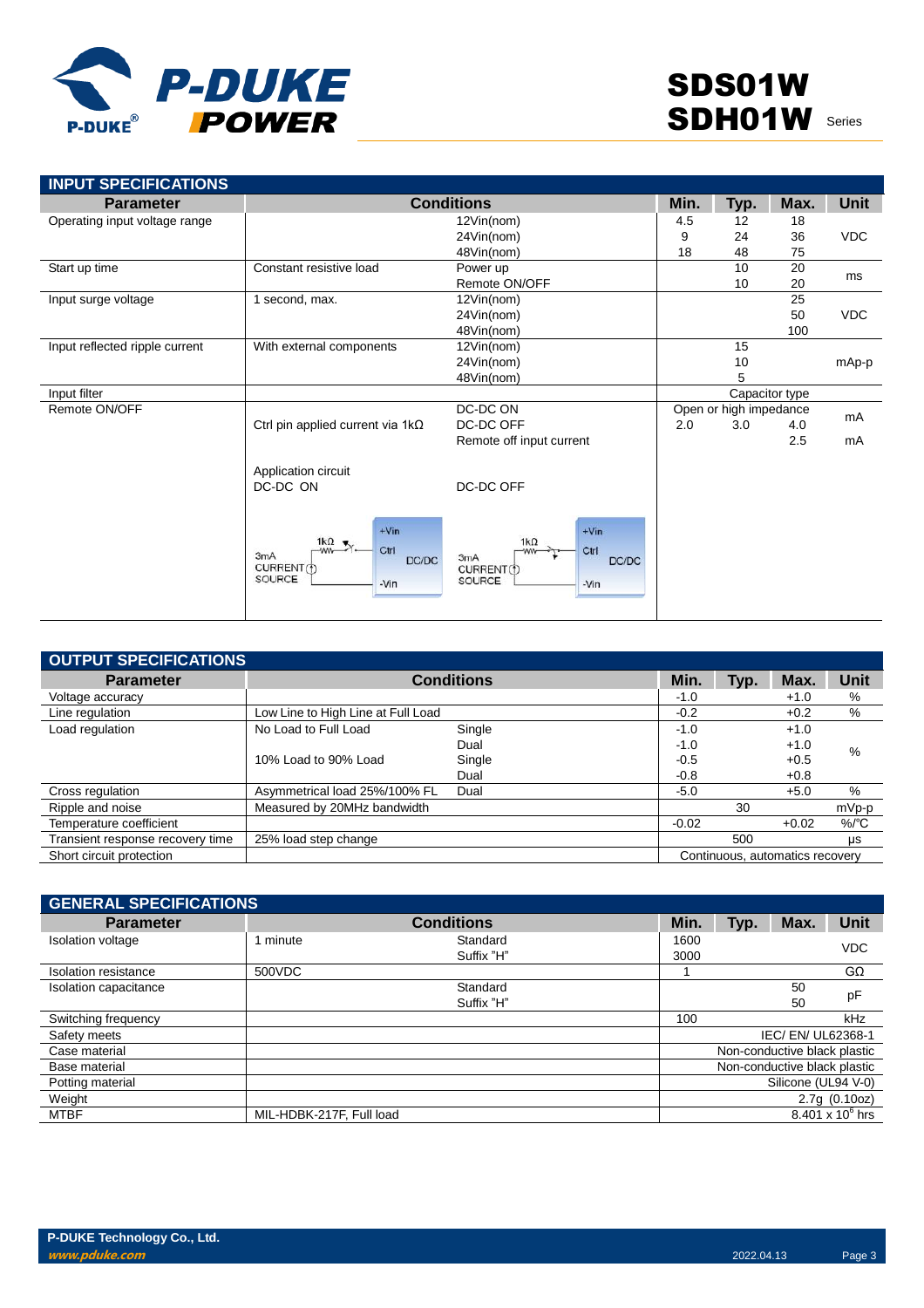## INPUT SPECIFICATIONS

| Parameter | Conditions | | Min. | Typ. | Max. | Unit |
|---|---|---|---|---|---|---|
| Operating input voltage range | | 12Vin(nom) | 4.5 | 12 | 18 | VDC |
| | | 24Vin(nom) | 9 | 24 | 36 | |
| | | 48Vin(nom) | 18 | 48 | 75 | |
| Start up time | Constant resistive load | Power up | | 10 | 20 | ms |
| | | Remote ON/OFF | | 10 | 20 | |
| Input surge voltage | 1 second, max. | 12Vin(nom) | | | 25 | VDC |
| | | 24Vin(nom) | | | 50 | |
| | | 48Vin(nom) | | | 100 | |
| Input reflected ripple current | With external components | 12Vin(nom) | | 15 | | mAp-p |
| | | 24Vin(nom) | | 10 | | |
| | | 48Vin(nom) | | 5 | | |
| Input filter | | | Capacitor type | | | |
| Remote ON/OFF | | DC-DC ON | Open or high impedance | | | |
| | Ctrl pin applied current via 1kΩ | DC-DC OFF | 2.0 | 3.0 | 4.0 | mA |
| | | Remote off input current | | | 2.5 | mA |
| | Application circuit DC-DC ON | DC-DC OFF | | | | |

## OUTPUT SPECIFICATIONS

| Parameter | Conditions | | Min. | Typ. | Max. | Unit |
|---|---|---|---|---|---|---|
| Voltage accuracy | | | -1.0 | | +1.0 | % |
| Line regulation | Low Line to High Line at Full Load | | -0.2 | | +0.2 | % |
| Load regulation | No Load to Full Load | Single | -1.0 | | +1.0 | % |
| | | Dual | -1.0 | | +1.0 | |
| | 10% Load to 90% Load | Single | -0.5 | | +0.5 | |
| | | Dual | -0.8 | | +0.8 | |
| Cross regulation | Asymmetrical load 25%/100% FL | Dual | -5.0 | | +5.0 | % |
| Ripple and noise | Measured by 20MHz bandwidth | | | 30 | | mVp-p |
| Temperature coefficient | | | -0.02 | | +0.02 | %/℃ |
| Transient response recovery time | 25% load step change | | | 500 | | μs |
| Short circuit protection | | | Continuous, automatics recovery | | | |

## GENERAL SPECIFICATIONS

| Parameter | Conditions | | Min. | Typ. | Max. | Unit |
|---|---|---|---|---|---|---|
| Isolation voltage | 1 minute | Standard | 1600 | | | VDC |
| | | Suffix "H" | 3000 | | | |
| Isolation resistance | 500VDC | | 1 | | | GΩ |
| Isolation capacitance | | Standard | | | 50 | pF |
| | | Suffix "H" | | | 50 | |
| Switching frequency | | | 100 | | | kHz |
| Safety meets | | | IEC/ EN/ UL62368-1 | | | |
| Case material | | | Non-conductive black plastic | | | |
| Base material | | | Non-conductive black plastic | | | |
| Potting material | | | Silicone (UL94 V-0) | | | |
| Weight | | | 2.7g (0.10oz) | | | |
| MTBF | MIL-HDBK-217F, Full load | | $8.401 \times 10^6$ hrs | | | |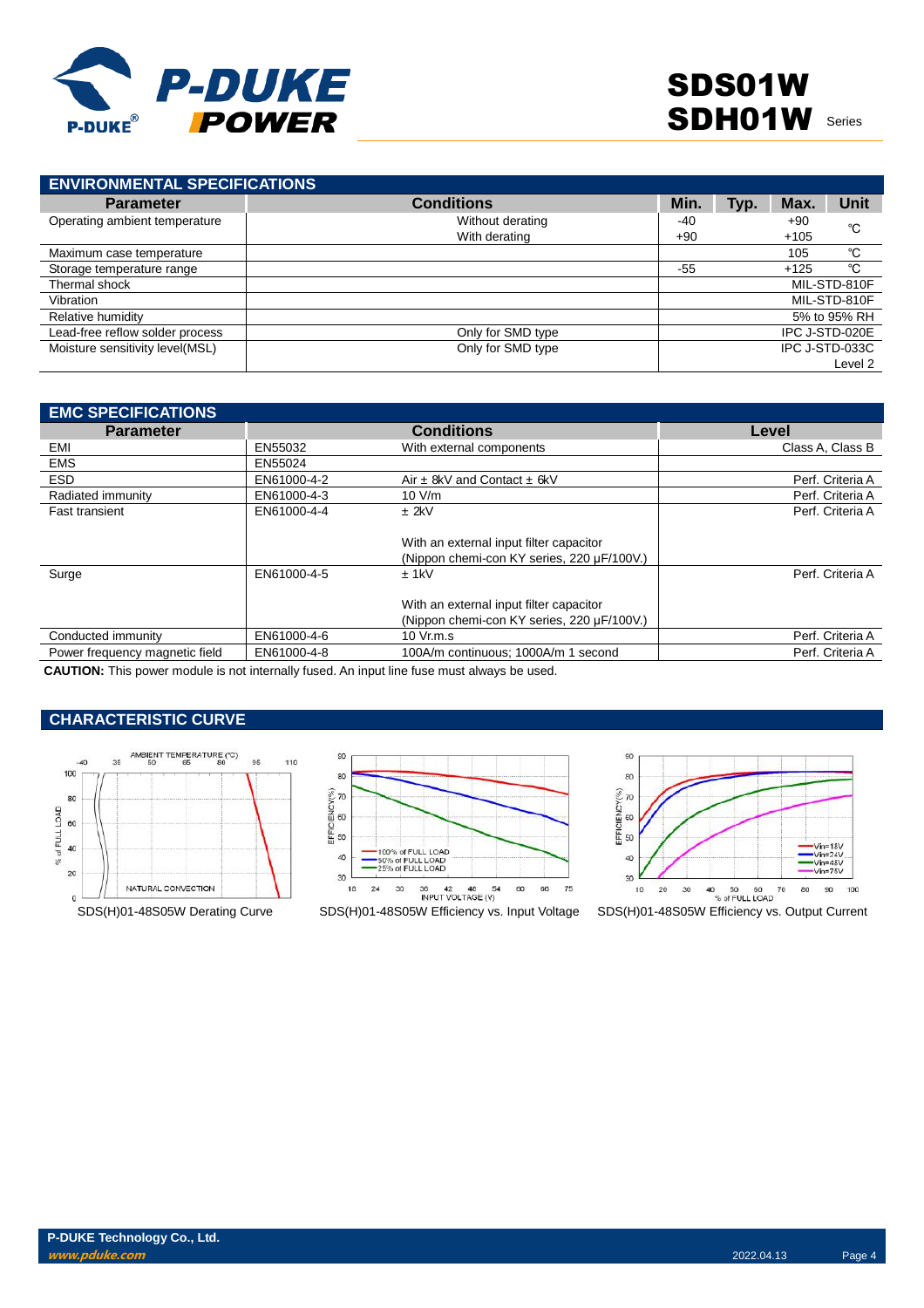## ENVIRONMENTAL SPECIFICATIONS

| Parameter | Conditions | Min. | Typ. | Max. | Unit |
|---|---|---|---|---|---|
| Operating ambient temperature | Without derating<br>With derating | -40<br>+90 | | +90<br>+105 | ℃ |
| Maximum case temperature | | | | 105 | ℃ |
| Storage temperature range | | -55 | | +125 | ℃ |
| Thermal shock | | | | | MIL-STD-810F |
| Vibration | | | | | MIL-STD-810F |
| Relative humidity | | | | | 5% to 95% RH |
| Lead-free reflow solder process | Only for SMD type | | | | IPC J-STD-020E |
| Moisture sensitivity level(MSL) | Only for SMD type | | | | IPC J-STD-033C Level 2 |

## EMC SPECIFICATIONS

| Parameter | Conditions | | Level |
|---|---|---|---|
| EMI | EN55032 | With external components | Class A, Class B |
| EMS | EN55024 | | |
| ESD | EN61000-4-2 | Air ± 8kV and Contact ± 6kV | Perf. Criteria A |
| Radiated immunity | EN61000-4-3 | 10 V/m | Perf. Criteria A |
| Fast transient | EN61000-4-4 | ± 2kV<br><br>With an external input filter capacitor (Nippon chemi-con KY series, 220 µF/100V.) | Perf. Criteria A |
| Surge | EN61000-4-5 | ± 1kV<br><br>With an external input filter capacitor (Nippon chemi-con KY series, 220 µF/100V.) | Perf. Criteria A |
| Conducted immunity | EN61000-4-6 | 10 Vr.m.s | Perf. Criteria A |
| Power frequency magnetic field | EN61000-4-8 | 100A/m continuous; 1000A/m 1 second | Perf. Criteria A |

**CAUTION:** This power module is not internally fused. An input line fuse must always be used.

## CHARACTERISTIC CURVE

SDS(H)01-48S05W Derating Curve

SDS(H)01-48S05W Efficiency vs. Input Voltage

SDS(H)01-48S05W Efficiency vs. Output Current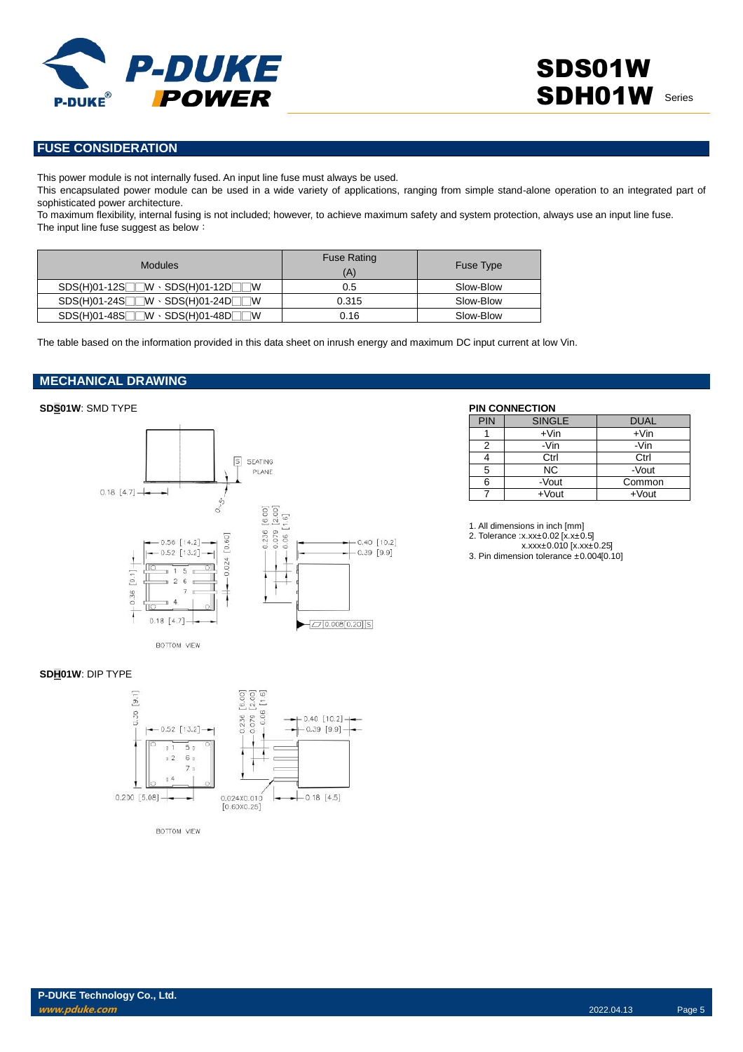## FUSE CONSIDERATION

This power module is not internally fused. An input line fuse must always be used.
This encapsulated power module can be used in a wide variety of applications, ranging from simple stand-alone operation to an integrated part of sophisticated power architecture.
To maximum flexibility, internal fusing is not included; however, to achieve maximum safety and system protection, always use an input line fuse.
The input line fuse suggest as below：

| Modules | Fuse Rating (A) | Fuse Type |
|---|---|---|
| SDS(H)01-12S□□W、SDS(H)01-12D□□W | 0.5 | Slow-Blow |
| SDS(H)01-24S□□W、SDS(H)01-24D□□W | 0.315 | Slow-Blow |
| SDS(H)01-48S□□W、SDS(H)01-48D□□W | 0.16 | Slow-Blow |

The table based on the information provided in this data sheet on inrush energy and maximum DC input current at low Vin.

## MECHANICAL DRAWING

**SDS01W**: SMD TYPE

**SDH01W**: DIP TYPE

**PIN CONNECTION**

| PIN | SINGLE | DUAL |
|---|---|---|
| 1 | +Vin | +Vin |
| 2 | -Vin | -Vin |
| 4 | Ctrl | Ctrl |
| 5 | NC | -Vout |
| 6 | -Vout | Common |
| 7 | +Vout | +Vout |

1. All dimensions in inch [mm]
2. Tolerance :x.xx±0.02 [x.x±0.5]
   x.xxx±0.010 [x.xx±0.25]
3. Pin dimension tolerance ±0.004[0.10]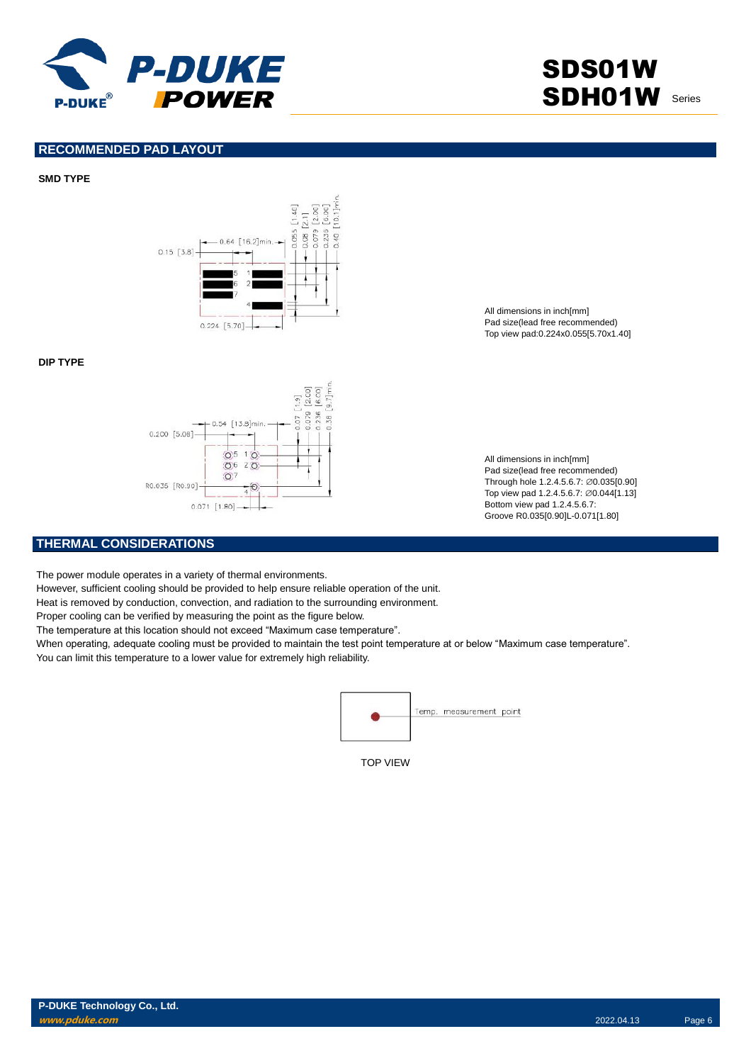## RECOMMENDED PAD LAYOUT

**SMD TYPE**

All dimensions in inch[mm]
Pad size(lead free recommended)
Top view pad:0.224x0.055[5.70x1.40]

**DIP TYPE**

All dimensions in inch[mm]
Pad size(lead free recommended)
Through hole 1.2.4.5.6.7: ∅0.035[0.90]
Top view pad 1.2.4.5.6.7: ∅0.044[1.13]
Bottom view pad 1.2.4.5.6.7:
Groove R0.035[0.90]L-0.071[1.80]

## THERMAL CONSIDERATIONS

The power module operates in a variety of thermal environments.
However, sufficient cooling should be provided to help ensure reliable operation of the unit.
Heat is removed by conduction, convection, and radiation to the surrounding environment.
Proper cooling can be verified by measuring the point as the figure below.
The temperature at this location should not exceed "Maximum case temperature".
When operating, adequate cooling must be provided to maintain the test point temperature at or below "Maximum case temperature".
You can limit this temperature to a lower value for extremely high reliability.

Temp. measurement point

TOP VIEW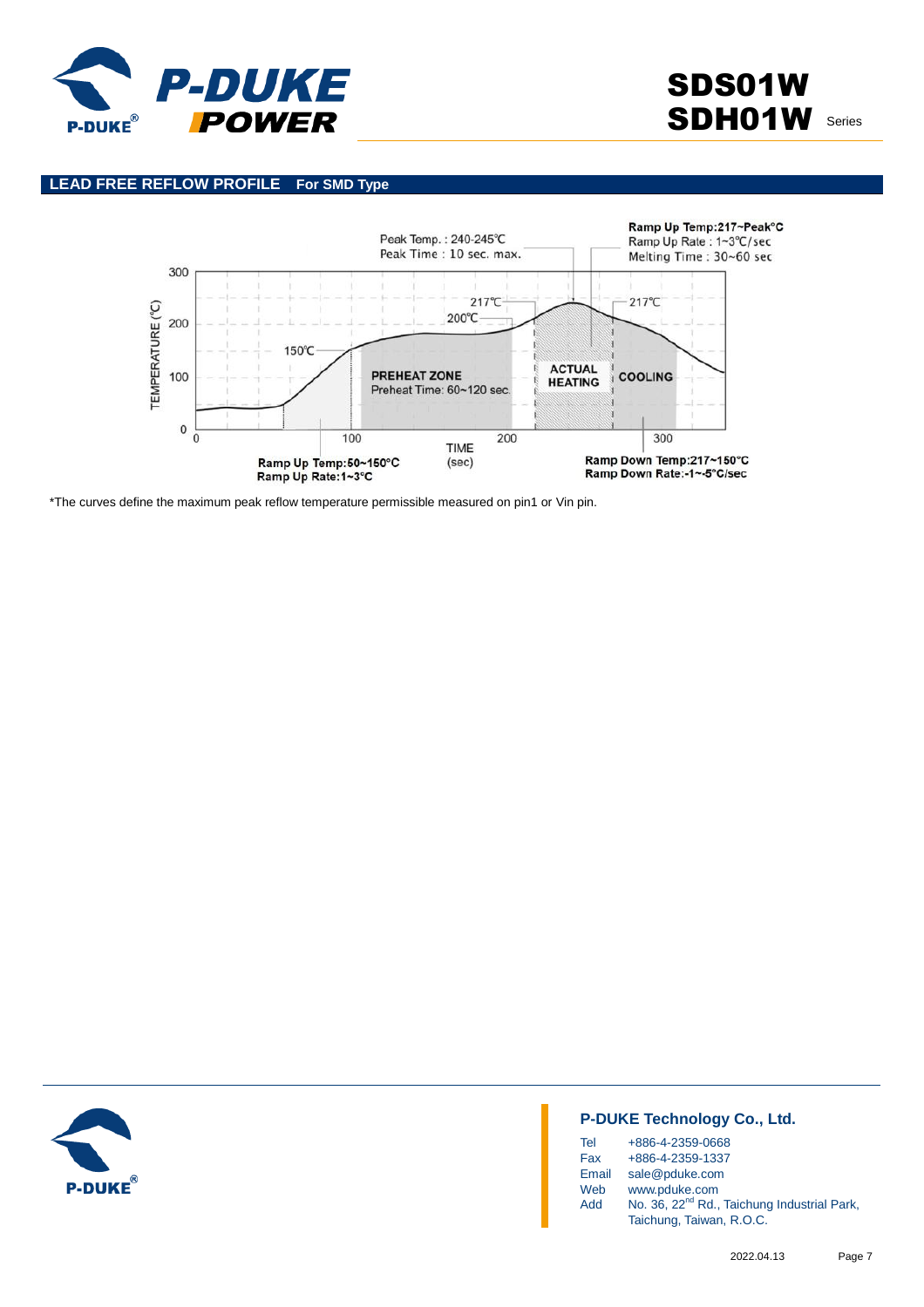## LEAD FREE REFLOW PROFILE For SMD Type

Peak Temp. : 240-245℃
Peak Time : 10 sec. max.

Ramp Up Temp:217~Peak°C
Ramp Up Rate : 1~3℃/sec
Melting Time : 30~60 sec

300
200
100
0
TEMPERATURE (℃)

217℃
200℃
150℃
217℃

PREHEAT ZONE
Preheat Time: 60~120 sec.

ACTUAL HEATING

COOLING

0
100
200
300
TIME (sec)

Ramp Up Temp:50~150°C
Ramp Up Rate:1~3°C

Ramp Down Temp:217~150°C
Ramp Down Rate:-1~-5°C/sec

*The curves define the maximum peak reflow temperature permissible measured on pin1 or Vin pin.

**P-DUKE Technology Co., Ltd.**

Tel +886-4-2359-0668
Fax +886-4-2359-1337
Email sale@pduke.com
Web www.pduke.com
Add No. 36, 22nd Rd., Taichung Industrial Park, Taichung, Taiwan, R.O.C.

2022.04.13